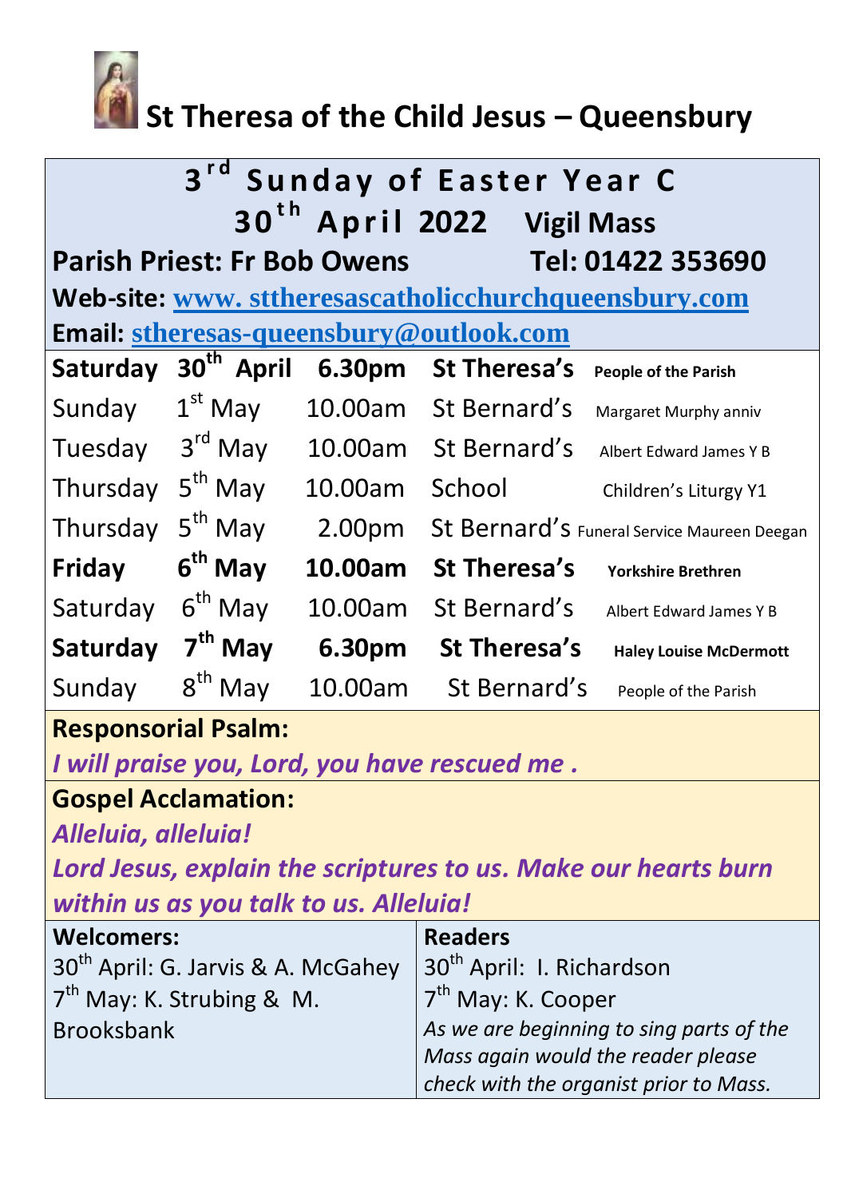# St Theresa of the Child Jesus – Queensbury

## 3rd Sunday of Easter Year C

## 30th April 2022 Vigil Mass

**Parish Priest: Fr Bob Owens Tel: 01422 353690**

**Web-site:** www. sttheresascatholicchurchqueensbury.com

**Email:** stheresas-queensbury@outlook.com

| | | | | |
|---|---|---|---|---|
| **Saturday** | **30th April** | **6.30pm** | **St Theresa's** | **People of the Parish** |
| Sunday | 1st May | 10.00am | St Bernard's | Margaret Murphy anniv |
| Tuesday | 3rd May | 10.00am | St Bernard's | Albert Edward James Y B |
| Thursday | 5th May | 10.00am | School | Children's Liturgy Y1 |
| Thursday | 5th May | 2.00pm | St Bernard's | Funeral Service Maureen Deegan |
| **Friday** | **6th May** | **10.00am** | **St Theresa's** | **Yorkshire Brethren** |
| Saturday | 6th May | 10.00am | St Bernard's | Albert Edward James Y B |
| **Saturday** | **7th May** | **6.30pm** | **St Theresa's** | **Haley Louise McDermott** |
| Sunday | 8th May | 10.00am | St Bernard's | People of the Parish |

**Responsorial Psalm:**

***I will praise you, Lord, you have rescued me .***

**Gospel Acclamation:**

***Alleluia, alleluia!***

***Lord Jesus, explain the scriptures to us. Make our hearts burn within us as you talk to us. Alleluia!***

| **Welcomers:** | **Readers** |
|---|---|
| 30th April: G. Jarvis & A. McGahey | 30th April: I. Richardson |
| 7th May: K. Strubing & M. Brooksbank | 7th May: K. Cooper |
| | *As we are beginning to sing parts of the Mass again would the reader please check with the organist prior to Mass.* |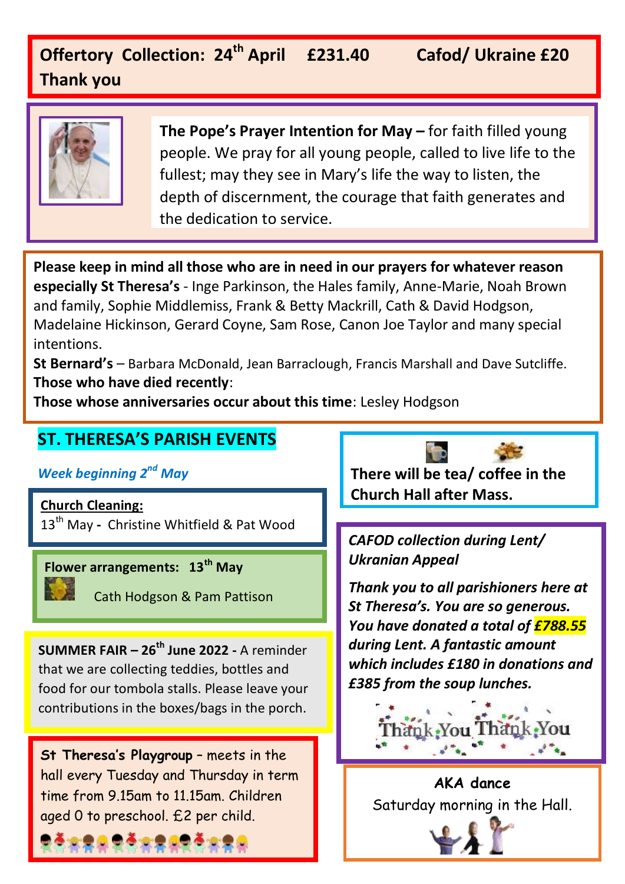**Offertory Collection: 24th April £231.40 Cafod/ Ukraine £20**
**Thank you**

**The Pope's Prayer Intention for May –** for faith filled young people. We pray for all young people, called to live life to the fullest; may they see in Mary's life the way to listen, the depth of discernment, the courage that faith generates and the dedication to service.

**Please keep in mind all those who are in need in our prayers for whatever reason especially St Theresa's** - Inge Parkinson, the Hales family, Anne-Marie, Noah Brown and family, Sophie Middlemiss, Frank & Betty Mackrill, Cath & David Hodgson, Madelaine Hickinson, Gerard Coyne, Sam Rose, Canon Joe Taylor and many special intentions.

**St Bernard's** – Barbara McDonald, Jean Barraclough, Francis Marshall and Dave Sutcliffe.

**Those who have died recently**:

**Those whose anniversaries occur about this time**: Lesley Hodgson

## ST. THERESA'S PARISH EVENTS

*Week beginning 2nd May*

**Church Cleaning:**
13th May - Christine Whitfield & Pat Wood

**Flower arrangements: 13th May**
Cath Hodgson & Pam Pattison

**SUMMER FAIR – 26th June 2022 -** A reminder that we are collecting teddies, bottles and food for our tombola stalls. Please leave your contributions in the boxes/bags in the porch.

**St Theresa's Playgroup** – meets in the hall every Tuesday and Thursday in term time from 9.15am to 11.15am. Children aged 0 to preschool. £2 per child.

**There will be tea/ coffee in the Church Hall after Mass.**

***CAFOD collection during Lent/ Ukranian Appeal***

***Thank you to all parishioners here at St Theresa's. You are so generous. You have donated a total of £788.55 during Lent. A fantastic amount which includes £180 in donations and £385 from the soup lunches.***

Thank You Thank You

**AKA dance**
Saturday morning in the Hall.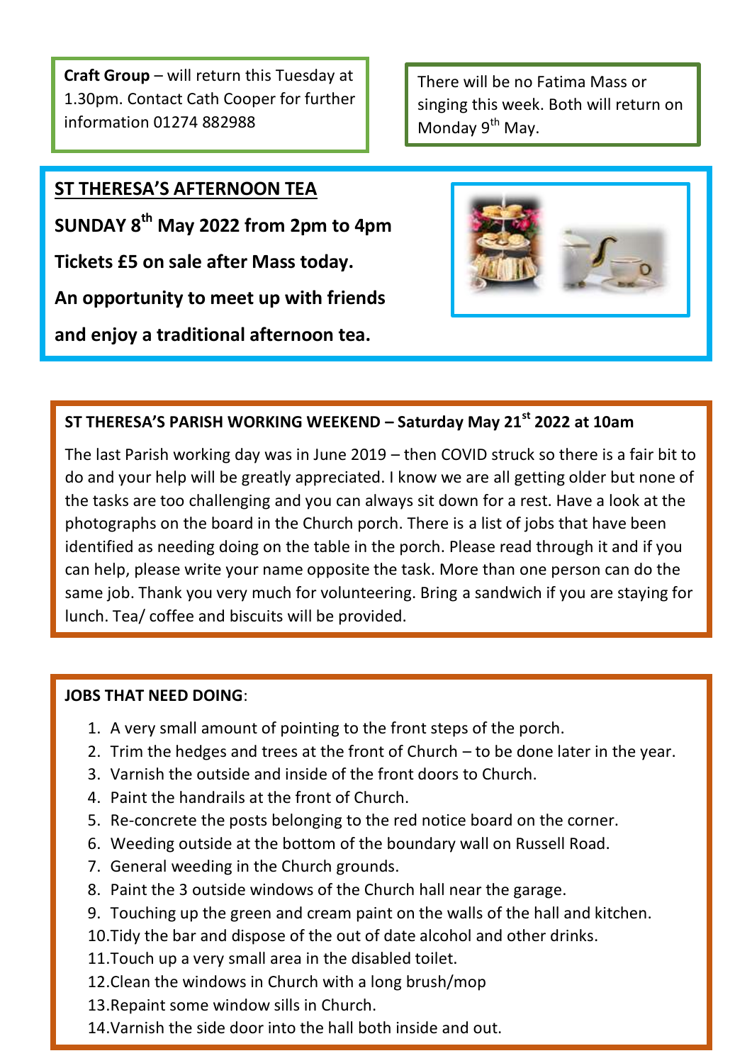**Craft Group** – will return this Tuesday at 1.30pm. Contact Cath Cooper for further information 01274 882988

There will be no Fatima Mass or singing this week. Both will return on Monday 9th May.

## ST THERESA'S AFTERNOON TEA

**SUNDAY 8th May 2022 from 2pm to 4pm**

**Tickets £5 on sale after Mass today.**

**An opportunity to meet up with friends and enjoy a traditional afternoon tea.**

## ST THERESA'S PARISH WORKING WEEKEND – Saturday May 21st 2022 at 10am

The last Parish working day was in June 2019 – then COVID struck so there is a fair bit to do and your help will be greatly appreciated. I know we are all getting older but none of the tasks are too challenging and you can always sit down for a rest. Have a look at the photographs on the board in the Church porch. There is a list of jobs that have been identified as needing doing on the table in the porch. Please read through it and if you can help, please write your name opposite the task. More than one person can do the same job. Thank you very much for volunteering. Bring a sandwich if you are staying for lunch. Tea/ coffee and biscuits will be provided.

**JOBS THAT NEED DOING**:

1. A very small amount of pointing to the front steps of the porch.
2. Trim the hedges and trees at the front of Church – to be done later in the year.
3. Varnish the outside and inside of the front doors to Church.
4. Paint the handrails at the front of Church.
5. Re-concrete the posts belonging to the red notice board on the corner.
6. Weeding outside at the bottom of the boundary wall on Russell Road.
7. General weeding in the Church grounds.
8. Paint the 3 outside windows of the Church hall near the garage.
9. Touching up the green and cream paint on the walls of the hall and kitchen.
10. Tidy the bar and dispose of the out of date alcohol and other drinks.
11. Touch up a very small area in the disabled toilet.
12. Clean the windows in Church with a long brush/mop
13. Repaint some window sills in Church.
14. Varnish the side door into the hall both inside and out.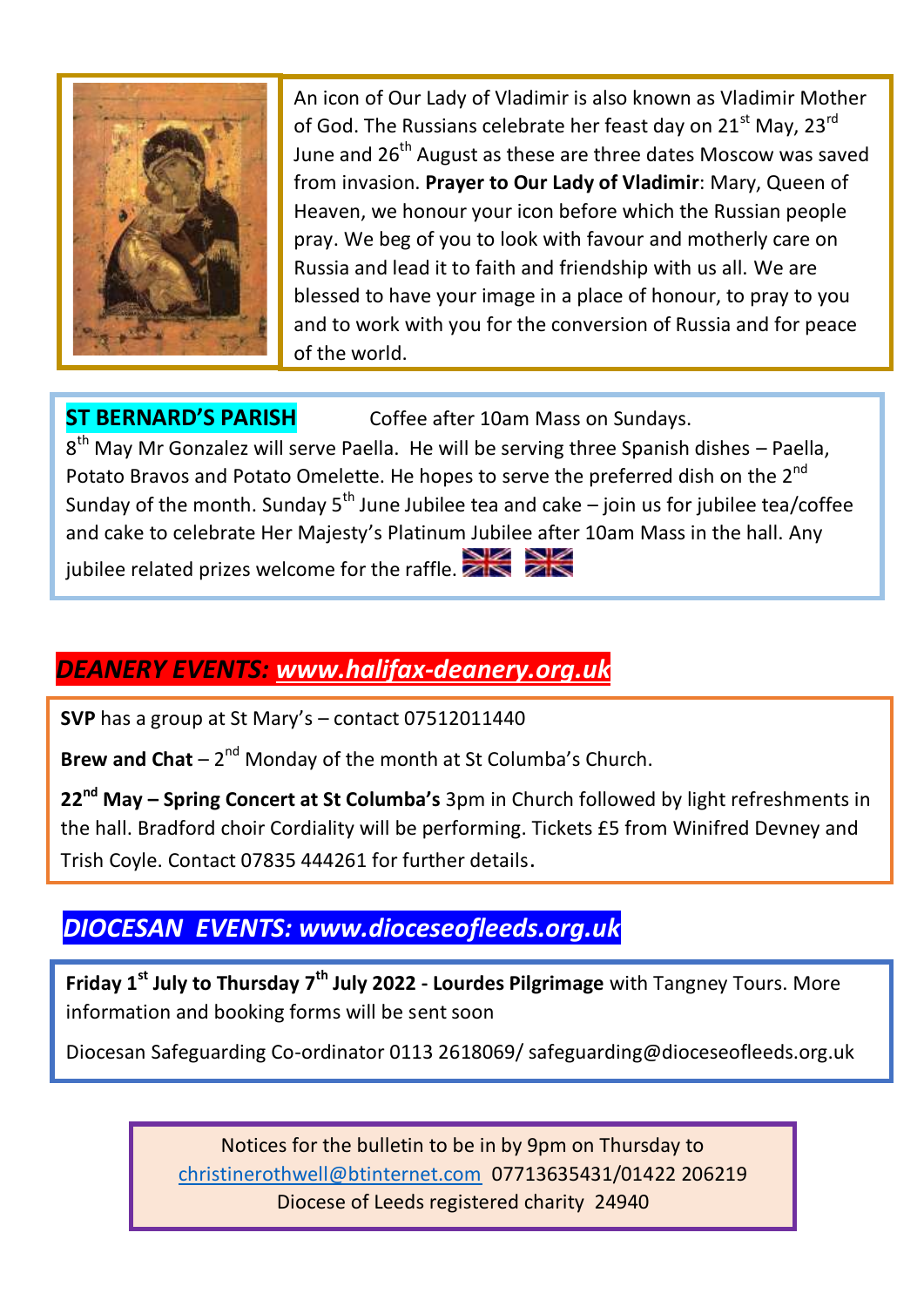An icon of Our Lady of Vladimir is also known as Vladimir Mother of God. The Russians celebrate her feast day on 21st May, 23rd June and 26th August as these are three dates Moscow was saved from invasion. **Prayer to Our Lady of Vladimir**: Mary, Queen of Heaven, we honour your icon before which the Russian people pray. We beg of you to look with favour and motherly care on Russia and lead it to faith and friendship with us all. We are blessed to have your image in a place of honour, to pray to you and to work with you for the conversion of Russia and for peace of the world.

**ST BERNARD'S PARISH** Coffee after 10am Mass on Sundays.

8th May Mr Gonzalez will serve Paella. He will be serving three Spanish dishes – Paella, Potato Bravos and Potato Omelette. He hopes to serve the preferred dish on the 2nd Sunday of the month. Sunday 5th June Jubilee tea and cake – join us for jubilee tea/coffee and cake to celebrate Her Majesty's Platinum Jubilee after 10am Mass in the hall. Any jubilee related prizes welcome for the raffle.

## *DEANERY EVENTS: www.halifax-deanery.org.uk*

**SVP** has a group at St Mary's – contact 07512011440

**Brew and Chat** – 2nd Monday of the month at St Columba's Church.

**22nd May – Spring Concert at St Columba's** 3pm in Church followed by light refreshments in the hall. Bradford choir Cordiality will be performing. Tickets £5 from Winifred Devney and Trish Coyle. Contact 07835 444261 for further details.

## *DIOCESAN EVENTS: www.dioceseofleeds.org.uk*

**Friday 1st July to Thursday 7th July 2022 - Lourdes Pilgrimage** with Tangney Tours. More information and booking forms will be sent soon

Diocesan Safeguarding Co-ordinator 0113 2618069/ safeguarding@dioceseofleeds.org.uk

Notices for the bulletin to be in by 9pm on Thursday to christinerothwell@btinternet.com 07713635431/01422 206219
Diocese of Leeds registered charity 24940